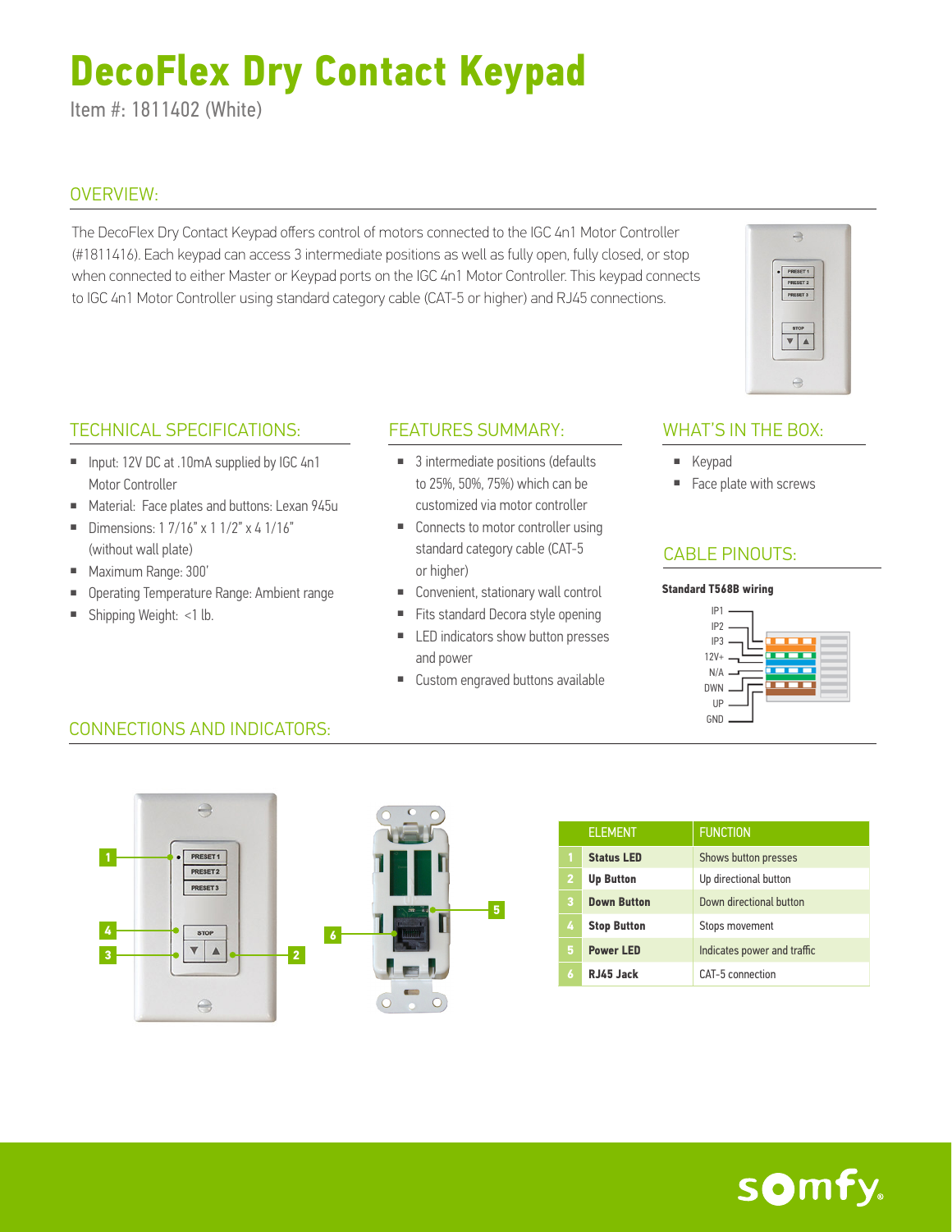# DecoFlex Dry Contact Keypad

Item #: 1811402 (White)

## OVERVIEW:

The DecoFlex Dry Contact Keypad offers control of motors connected to the IGC 4n1 Motor Controller (#1811416). Each keypad can access 3 intermediate positions as well as fully open, fully closed, or stop when connected to either Master or Keypad ports on the IGC 4n1 Motor Controller. This keypad connects to IGC 4n1 Motor Controller using standard category cable (CAT-5 or higher) and RJ45 connections.

## TECHNICAL SPECIFICATIONS:

- Input: 12V DC at .10mA supplied by IGC 4n1 Motor Controller
- Material: Face plates and buttons: Lexan 945u
- Dimensions: 1 7/16" x 1 1/2" x 4 1/16" (without wall plate)
- Maximum Range: 300'
- Operating Temperature Range: Ambient range
- Shipping Weight: <1 lb.

## FEATURES SUMMARY:

- 3 intermediate positions (defaults to 25%, 50%, 75%) which can be customized via motor controller
- Connects to motor controller using standard category cable (CAT-5 or higher)
- Convenient, stationary wall control
- Fits standard Decora style opening
- LED indicators show button presses and power
- Custom engraved buttons available

## WHAT'S IN THE BOX:

- Keypad
- Face plate with screws

## CABLE PINOUTS:

**Standard T568B wiring**

IP1
IP2
IP3
12V+
N/A
DWN
UP
GND

## CONNECTIONS AND INDICATORS:

| | ELEMENT | FUNCTION |
|---|---|---|
| 1 | **Status LED** | Shows button presses |
| 2 | **Up Button** | Up directional button |
| 3 | **Down Button** | Down directional button |
| 4 | **Stop Button** | Stops movement |
| 5 | **Power LED** | Indicates power and traffic |
| 6 | **RJ45 Jack** | CAT-5 connection |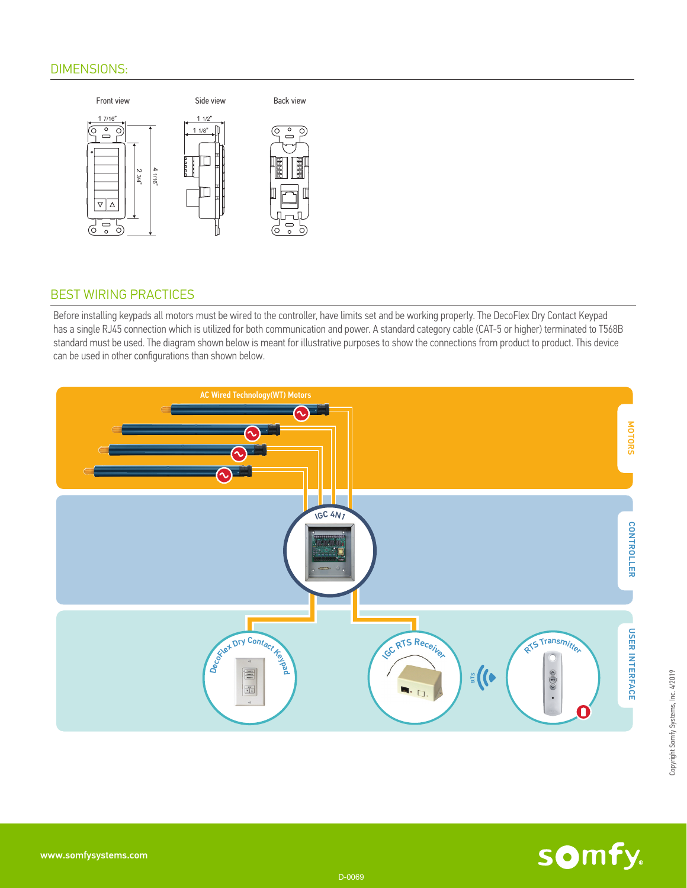## DIMENSIONS:

Front view

Side view

Back view

1 7/16"

2 3/4"

4 1/16"

1 1/2"

1 1/8"

## BEST WIRING PRACTICES

Before installing keypads all motors must be wired to the controller, have limits set and be working properly. The DecoFlex Dry Contact Keypad has a single RJ45 connection which is utilized for both communication and power. A standard category cable (CAT-5 or higher) terminated to T568B standard must be used. The diagram shown below is meant for illustrative purposes to show the connections from product to product. This device can be used in other configurations than shown below.

AC Wired Technology(WT) Motors

MOTORS

IGC 4N1

CONTROLLER

DecoFlex Dry Contact Keypad

IGC RTS Receiver

RTS

RTS Transmitter

USER INTERFACE

Copyright Somfy Systems, Inc. 4/2019

www.somfysystems.com

somfy

D-0069